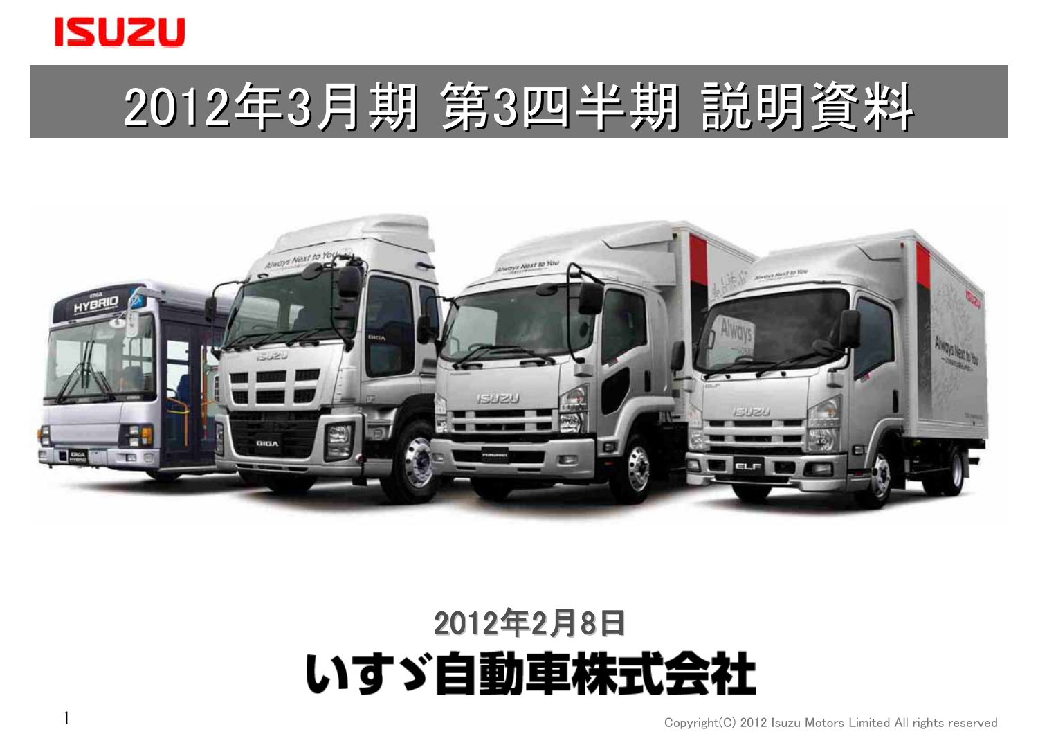ISUZU

# 2012年3月期 第3四半期 説明資料

2012年2月8日

いすゞ自動車株式会社

Copyright(C) 2012 Isuzu Motors Limited All rights reserved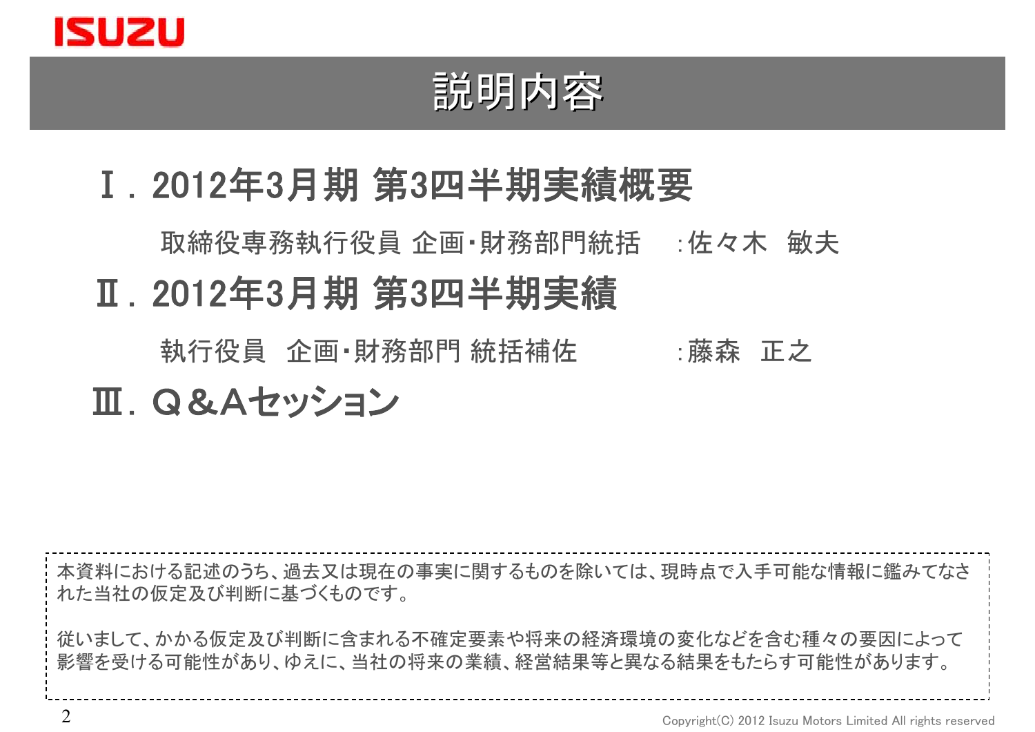# 説明内容

## Ⅰ. 2012年3月期 第3四半期実績概要

取締役専務執行役員 企画･財務部門統括　:佐々木　敏夫

## Ⅱ. 2012年3月期 第3四半期実績

執行役員　企画･財務部門 統括補佐　:藤森　正之

## Ⅲ. Ｑ＆Ａセッション

本資料における記述のうち、過去又は現在の事実に関するものを除いては、現時点で入手可能な情報に鑑みてなされた当社の仮定及び判断に基づくものです。

従いまして、かかる仮定及び判断に含まれる不確定要素や将来の経済環境の変化などを含む種々の要因によって影響を受ける可能性があり、ゆえに、当社の将来の業績、経営結果等と異なる結果をもたらす可能性があります。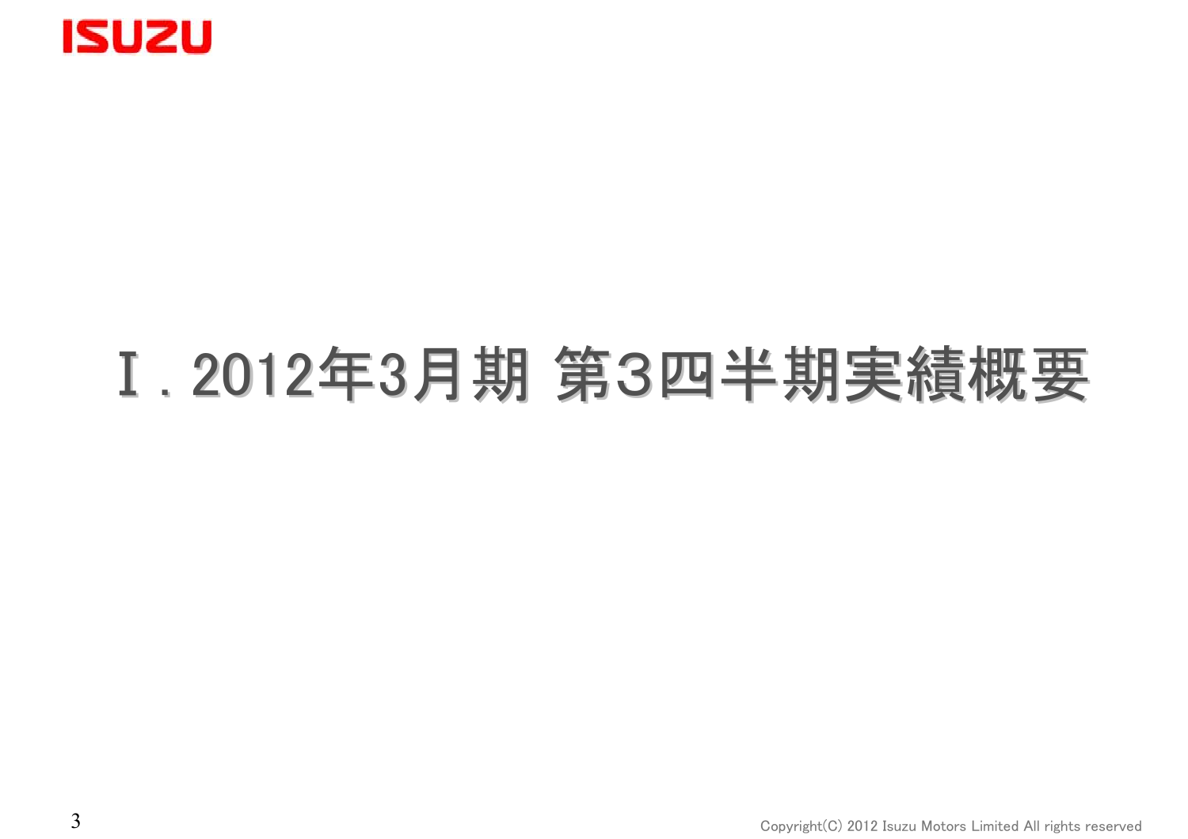# Ⅰ. 2012年3月期 第3四半期実績概要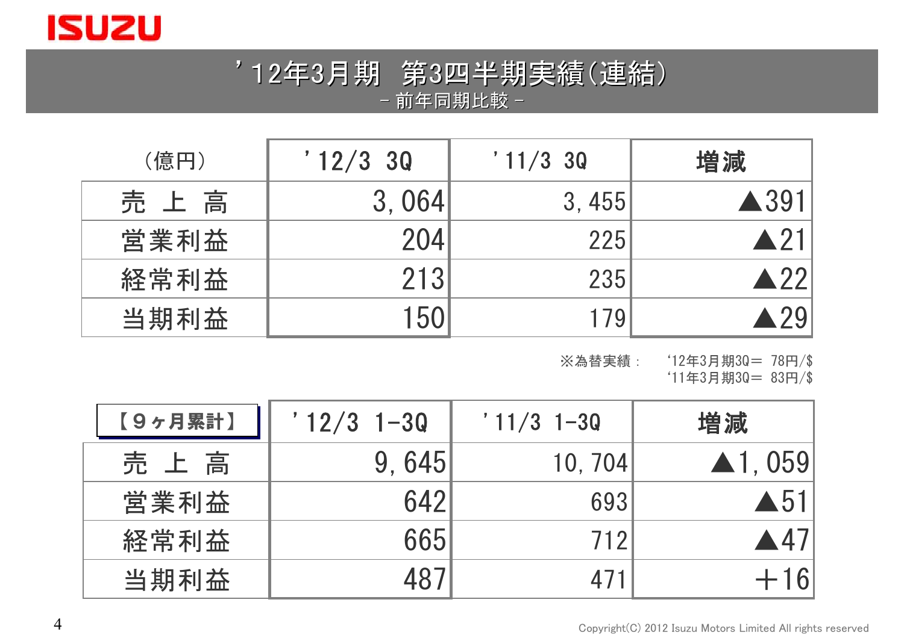# ’12年3月期　第3四半期実績(連結)

－ 前年同期比較 －

| (億円) | ’12/3 3Q | ’11/3 3Q | 増減 |
|---|---|---|---|
| 売 上 高 | 3,064 | 3,455 | ▲391 |
| 営業利益 | 204 | 225 | ▲21 |
| 経常利益 | 213 | 235 | ▲22 |
| 当期利益 | 150 | 179 | ▲29 |

※為替実績：　‘12年3月期3Q＝ 78円/$
‘11年3月期3Q＝ 83円/$

| 【９ヶ月累計】 | ’12/3 1-3Q | ’11/3 1-3Q | 増減 |
|---|---|---|---|
| 売 上 高 | 9,645 | 10,704 | ▲1,059 |
| 営業利益 | 642 | 693 | ▲51 |
| 経常利益 | 665 | 712 | ▲47 |
| 当期利益 | 487 | 471 | ＋16 |

Copyright(C) 2012 Isuzu Motors Limited All rights reserved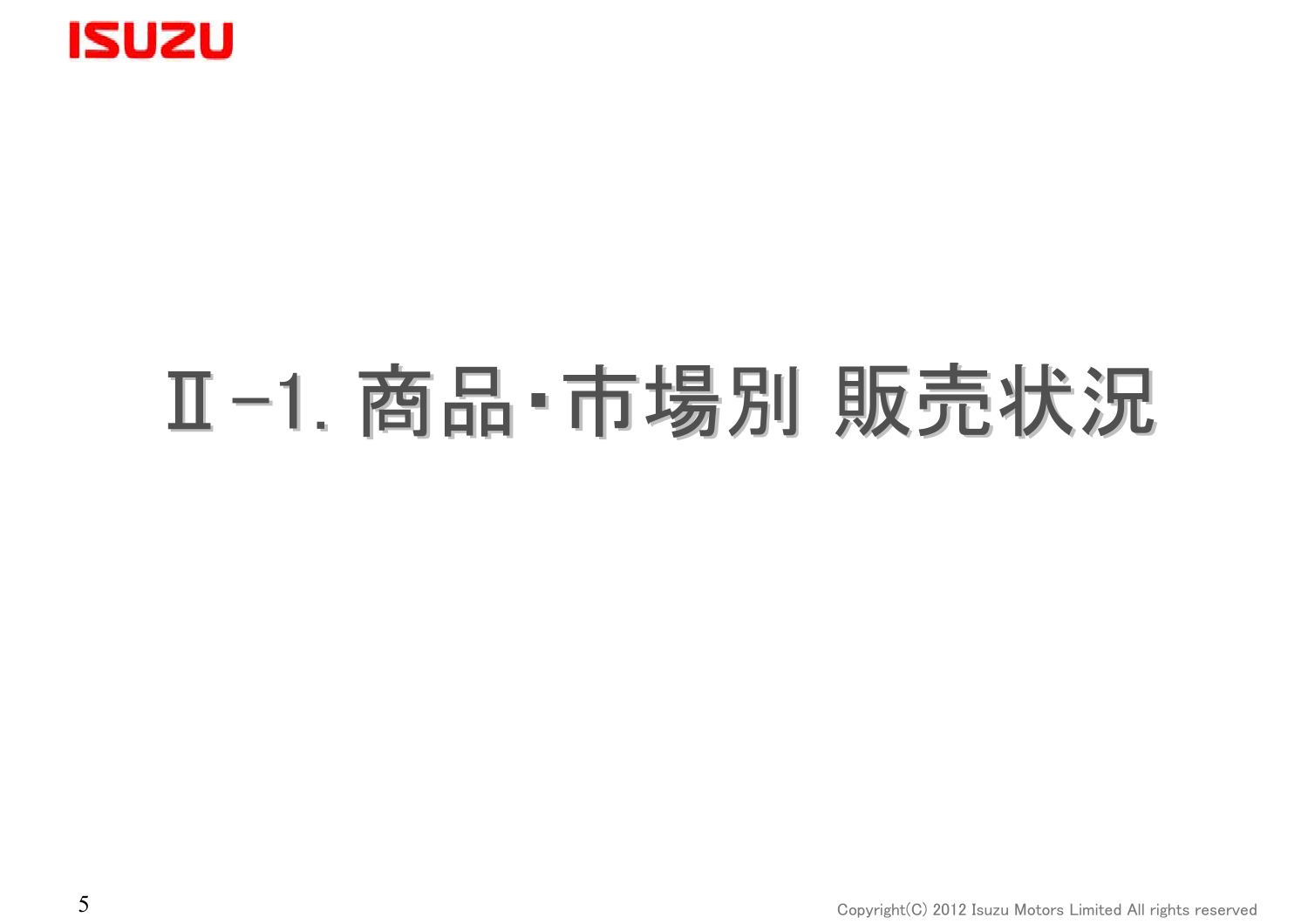# Ⅱ-1. 商品・市場別 販売状況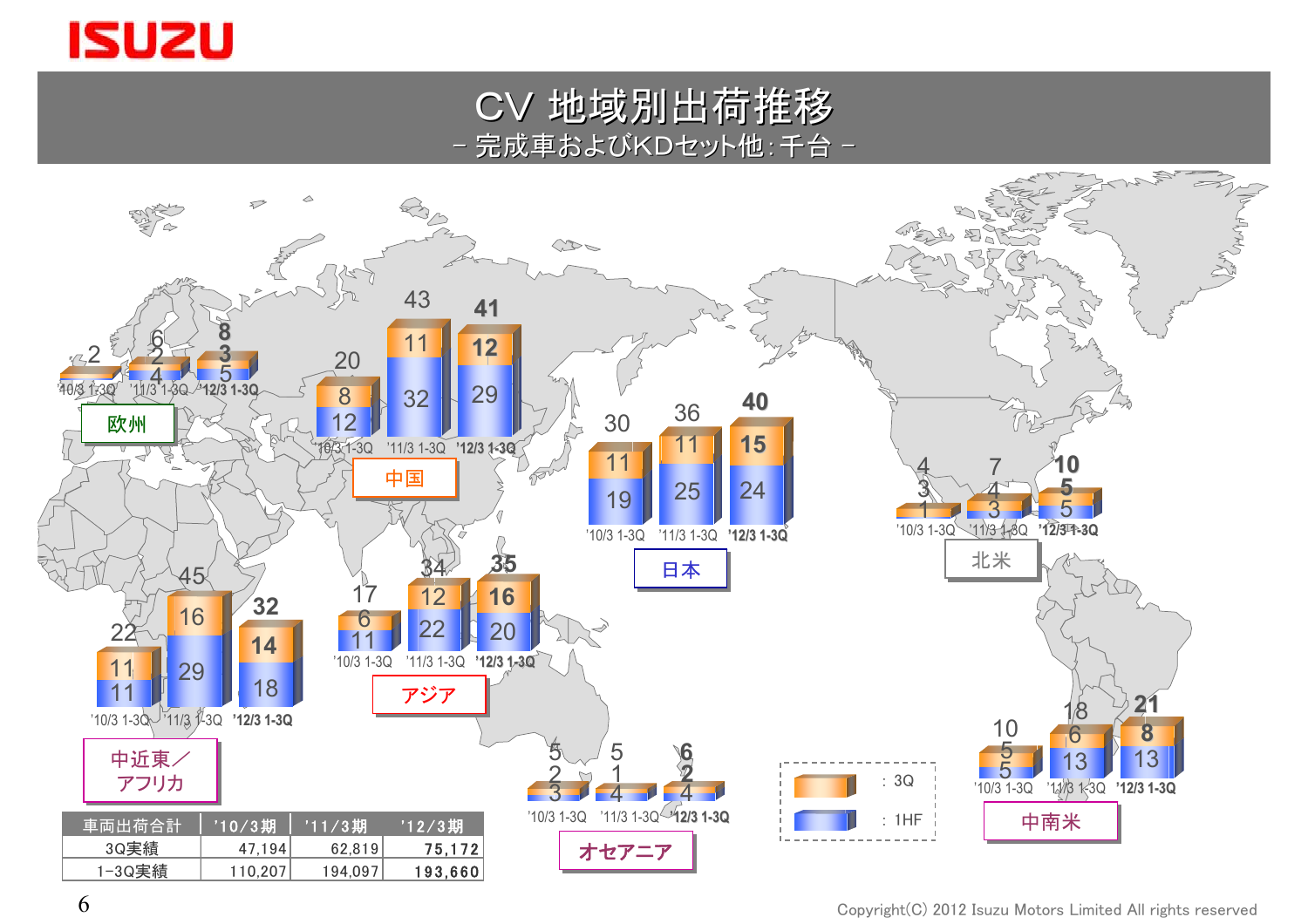# CV 地域別出荷推移

－ 完成車およびKDセット他：千台 －

| 地域 | 期間 | 1HF | 3Q | 合計 |
|---|---|---|---|---|
| 欧州 | '10/3 1-3Q | | | 2 |
| 欧州 | '11/3 1-3Q | 4 | 2 | 6 |
| 欧州 | '12/3 1-3Q | 5 | 3 | 8 |
| 中国 | '10/3 1-3Q | 12 | 8 | 20 |
| 中国 | '11/3 1-3Q | 32 | 11 | 43 |
| 中国 | '12/3 1-3Q | 29 | 12 | 41 |
| 日本 | '10/3 1-3Q | 19 | 11 | 30 |
| 日本 | '11/3 1-3Q | 25 | 11 | 36 |
| 日本 | '12/3 1-3Q | 24 | 15 | 40 |
| 北米 | '10/3 1-3Q | 1 | 3 | 4 |
| 北米 | '11/3 1-3Q | 3 | 4 | 7 |
| 北米 | '12/3 1-3Q | 5 | 5 | 10 |
| 中近東／アフリカ | '10/3 1-3Q | 11 | 11 | 22 |
| 中近東／アフリカ | '11/3 1-3Q | 29 | 16 | 45 |
| 中近東／アフリカ | '12/3 1-3Q | 18 | 14 | 32 |
| アジア | '10/3 1-3Q | 11 | 6 | 17 |
| アジア | '11/3 1-3Q | 22 | 12 | 34 |
| アジア | '12/3 1-3Q | 20 | 16 | 35 |
| オセアニア | '10/3 1-3Q | 3 | 2 | 5 |
| オセアニア | '11/3 1-3Q | 4 | 1 | 5 |
| オセアニア | '12/3 1-3Q | 4 | 2 | 6 |
| 中南米 | '10/3 1-3Q | 5 | 5 | 10 |
| 中南米 | '11/3 1-3Q | 13 | 6 | 18 |
| 中南米 | '12/3 1-3Q | 13 | 8 | 21 |

凡例：3Q ／ 1HF

| 車両出荷合計 | '10/3期 | '11/3期 | '12/3期 |
|---|---|---|---|
| 3Q実績 | 47,194 | 62,819 | 75,172 |
| 1-3Q実績 | 110,207 | 194,097 | 193,660 |

Copyright(C) 2012 Isuzu Motors Limited All rights reserved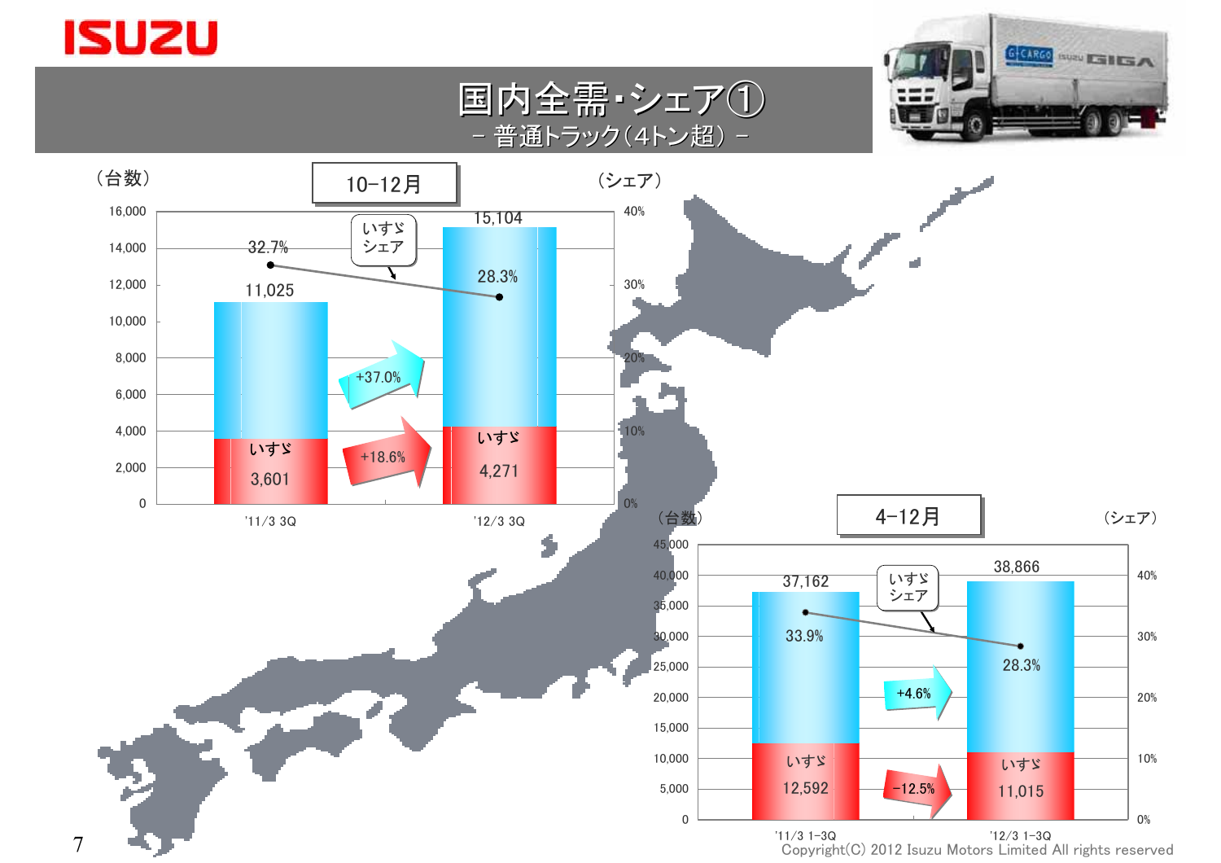# 国内全需・シェア①

## － 普通トラック（4トン超） －

### 10-12月

| | '11/3 3Q | '12/3 3Q | 増減 |
|---|---|---|---|
| 全需（台数） | 11,025 | 15,104 | +37.0% |
| いすゞ（台数） | 3,601 | 4,271 | +18.6% |
| いすゞシェア | 32.7% | 28.3% | |

### 4-12月

| | '11/3 1-3Q | '12/3 1-3Q | 増減 |
|---|---|---|---|
| 全需（台数） | 37,162 | 38,866 | +4.6% |
| いすゞ（台数） | 12,592 | 11,015 | -12.5% |
| いすゞシェア | 33.9% | 28.3% | |

Copyright(C) 2012 Isuzu Motors Limited All rights reserved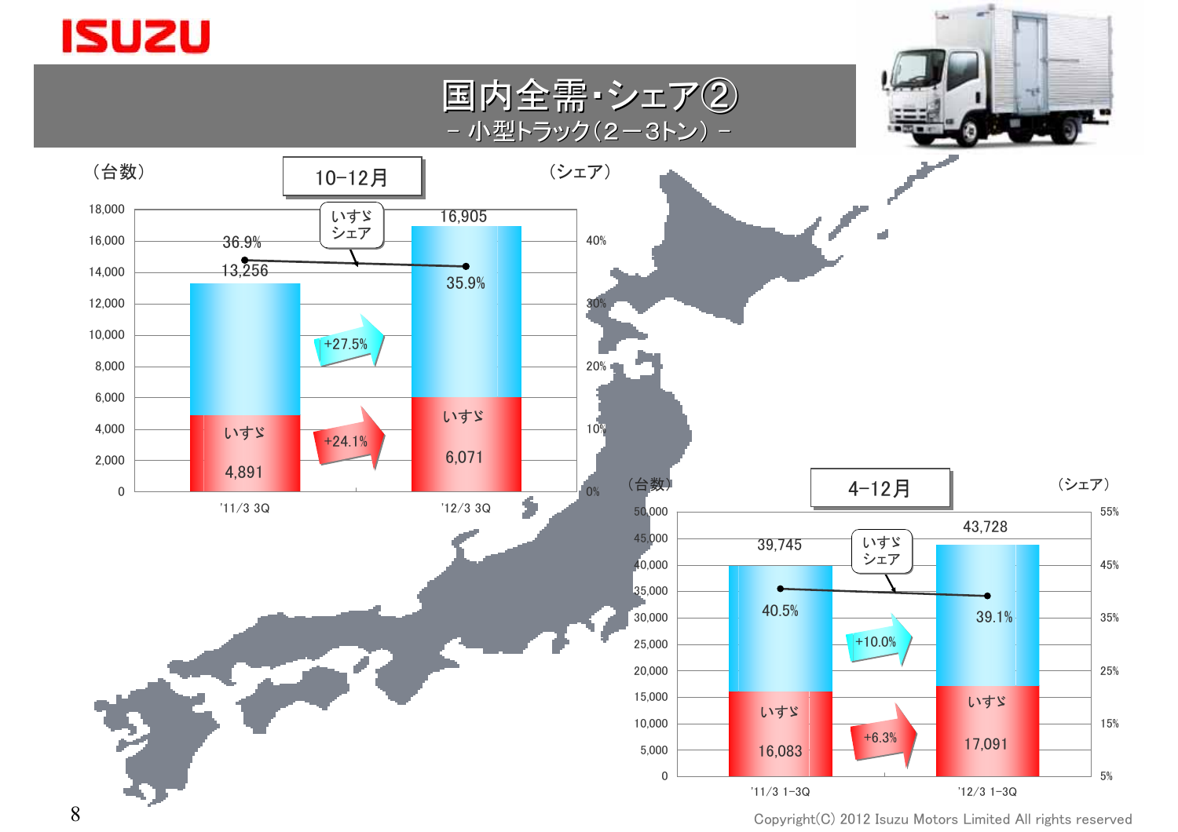# 国内全需・シェア②

－ 小型トラック（2－3トン） －

## 10-12月

| | '11/3 3Q | '12/3 3Q | 増減 |
|---|---|---|---|
| 全需（台数） | 13,256 | 16,905 | +27.5% |
| いすゞ（台数） | 4,891 | 6,071 | +24.1% |
| いすゞシェア | 36.9% | 35.9% | |

## 4-12月

| | '11/3 1-3Q | '12/3 1-3Q | 増減 |
|---|---|---|---|
| 全需（台数） | 39,745 | 43,728 | +10.0% |
| いすゞ（台数） | 16,083 | 17,091 | +6.3% |
| いすゞシェア | 40.5% | 39.1% | |

Copyright(C) 2012 Isuzu Motors Limited All rights reserved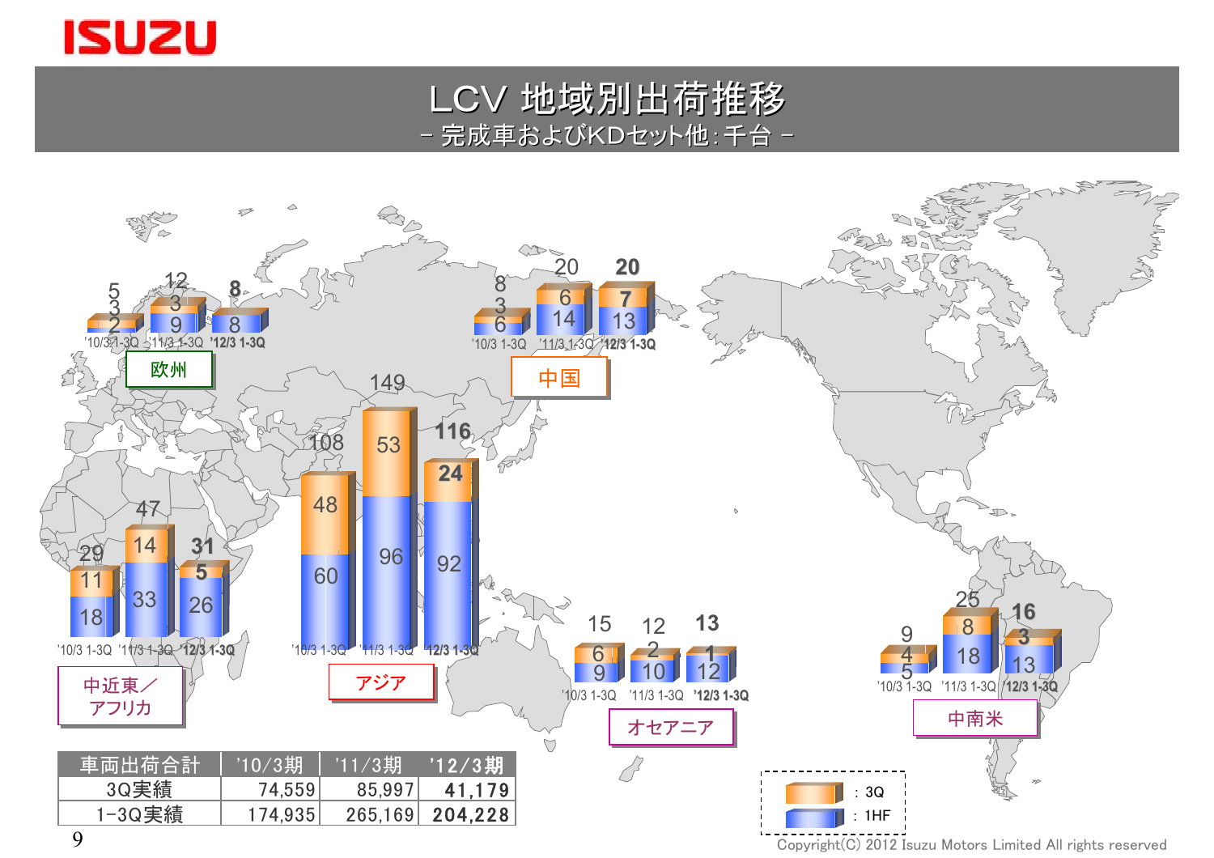# LCV 地域別出荷推移

－ 完成車およびKDセット他：千台 －

## 欧州

| | '10/3 1-3Q | '11/3 1-3Q | '12/3 1-3Q |
|---|---|---|---|
| 3Q | 3 | 3 | – |
| 1HF | 2 | 9 | 8 |
| 合計 | 5 | 12 | 8 |

## 中国

| | '10/3 1-3Q | '11/3 1-3Q | '12/3 1-3Q |
|---|---|---|---|
| 3Q | 3 | 6 | 7 |
| 1HF | 6 | 14 | 13 |
| 合計 | 8 | 20 | 20 |

## 中近東／アフリカ

| | '10/3 1-3Q | '11/3 1-3Q | '12/3 1-3Q |
|---|---|---|---|
| 3Q | 11 | 14 | 5 |
| 1HF | 18 | 33 | 26 |
| 合計 | 29 | 47 | 31 |

## アジア

| | '10/3 1-3Q | '11/3 1-3Q | '12/3 1-3Q |
|---|---|---|---|
| 3Q | 48 | 53 | 24 |
| 1HF | 60 | 96 | 92 |
| 合計 | 108 | 149 | 116 |

## オセアニア

| | '10/3 1-3Q | '11/3 1-3Q | '12/3 1-3Q |
|---|---|---|---|
| 3Q | 6 | 2 | 1 |
| 1HF | 9 | 10 | 12 |
| 合計 | 15 | 12 | 13 |

## 中南米

| | '10/3 1-3Q | '11/3 1-3Q | '12/3 1-3Q |
|---|---|---|---|
| 3Q | 4 | 8 | 3 |
| 1HF | 5 | 18 | 13 |
| 合計 | 9 | 25 | 16 |

凡例：3Q ／ 1HF

| 車両出荷合計 | '10/3期 | '11/3期 | **'12/3期** |
|---|---|---|---|
| 3Q実績 | 74,559 | 85,997 | **41,179** |
| 1-3Q実績 | 174,935 | 265,169 | **204,228** |

Copyright(C) 2012 Isuzu Motors Limited All rights reserved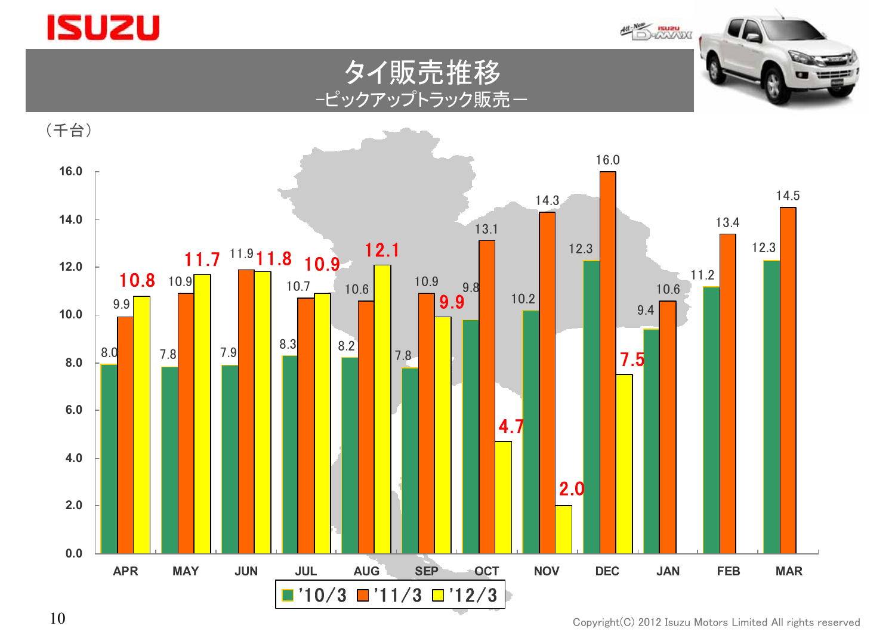# タイ販売推移

## –ピックアップトラック販売－

（千台）

| | APR | MAY | JUN | JUL | AUG | SEP | OCT | NOV | DEC | JAN | FEB | MAR |
|---|---|---|---|---|---|---|---|---|---|---|---|---|
| '10/3 | 8.0 | 7.8 | 7.9 | 8.3 | 8.2 | 7.8 | 9.8 | 10.2 | 12.3 | 9.4 | 11.2 | 12.3 |
| '11/3 | 9.9 | 10.9 | 11.9 | 10.7 | 10.6 | 10.9 | 13.1 | 14.3 | 16.0 | 10.6 | 13.4 | 14.5 |
| '12/3 | 10.8 | 11.7 | 11.8 | 10.9 | 12.1 | 9.9 | 4.7 | 2.0 | 7.5 | | | |

Copyright(C) 2012 Isuzu Motors Limited All rights reserved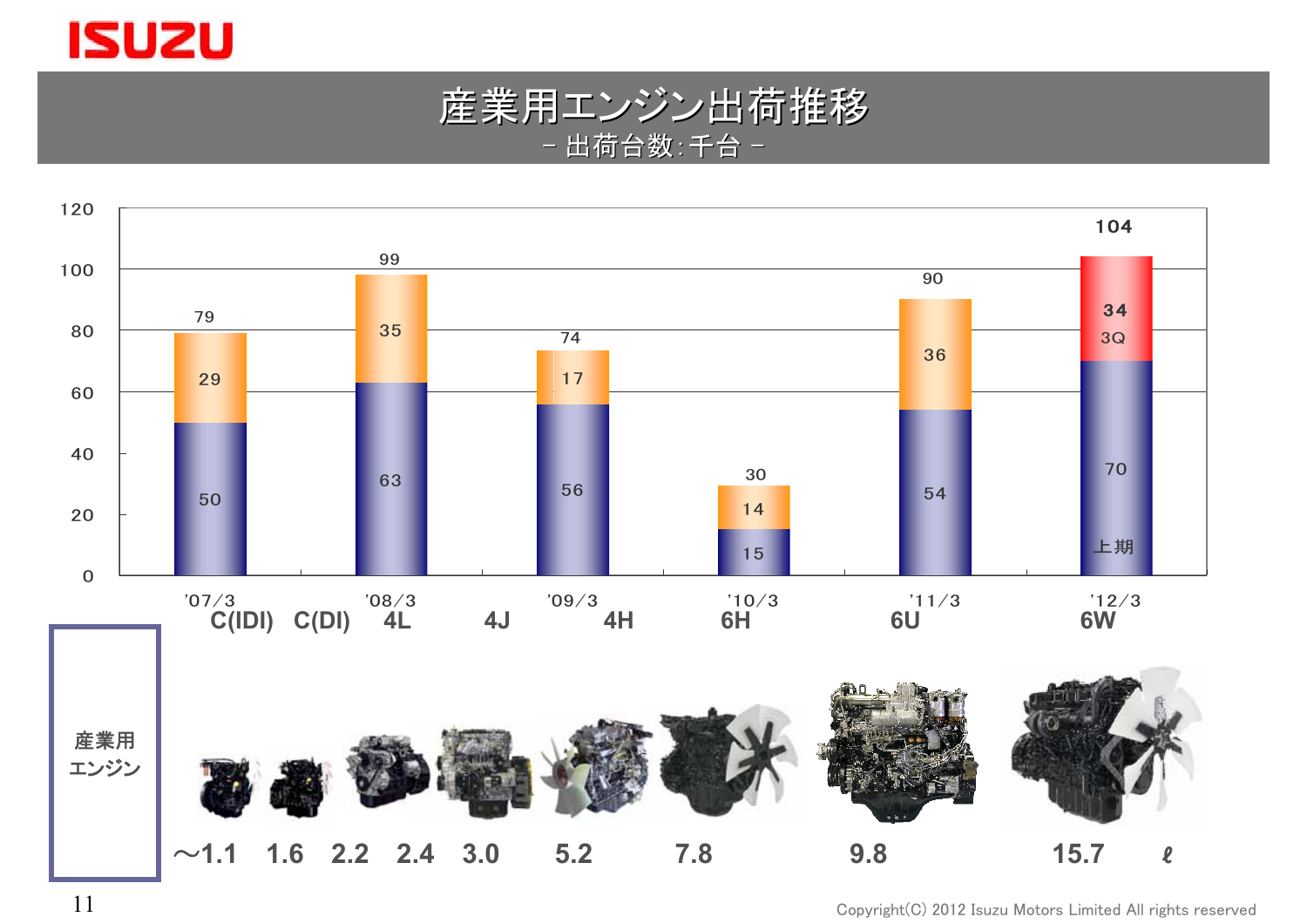# 産業用エンジン出荷推移

－ 出荷台数：千台 －

| 年度 | 下段 | 上段 | 合計 |
|---|---|---|---|
| '07/3 | 50 | 29 | 79 |
| '08/3 | 63 | 35 | 99 |
| '09/3 | 56 | 17 | 74 |
| '10/3 | 15 | 14 | 30 |
| '11/3 | 54 | 36 | 90 |
| '12/3 | 70（上期） | 34（3Q） | 104 |

産業用エンジン

| C(IDI) | C(DI) | 4L | 4J | 4H | 6H | 6U | 6W |
|---|---|---|---|---|---|---|---|
| ～1.1 | 1.6 | 2.2 / 2.4 | 3.0 | 5.2 | 7.8 | 9.8 | 15.7 ℓ |

Copyright(C) 2012 Isuzu Motors Limited All rights reserved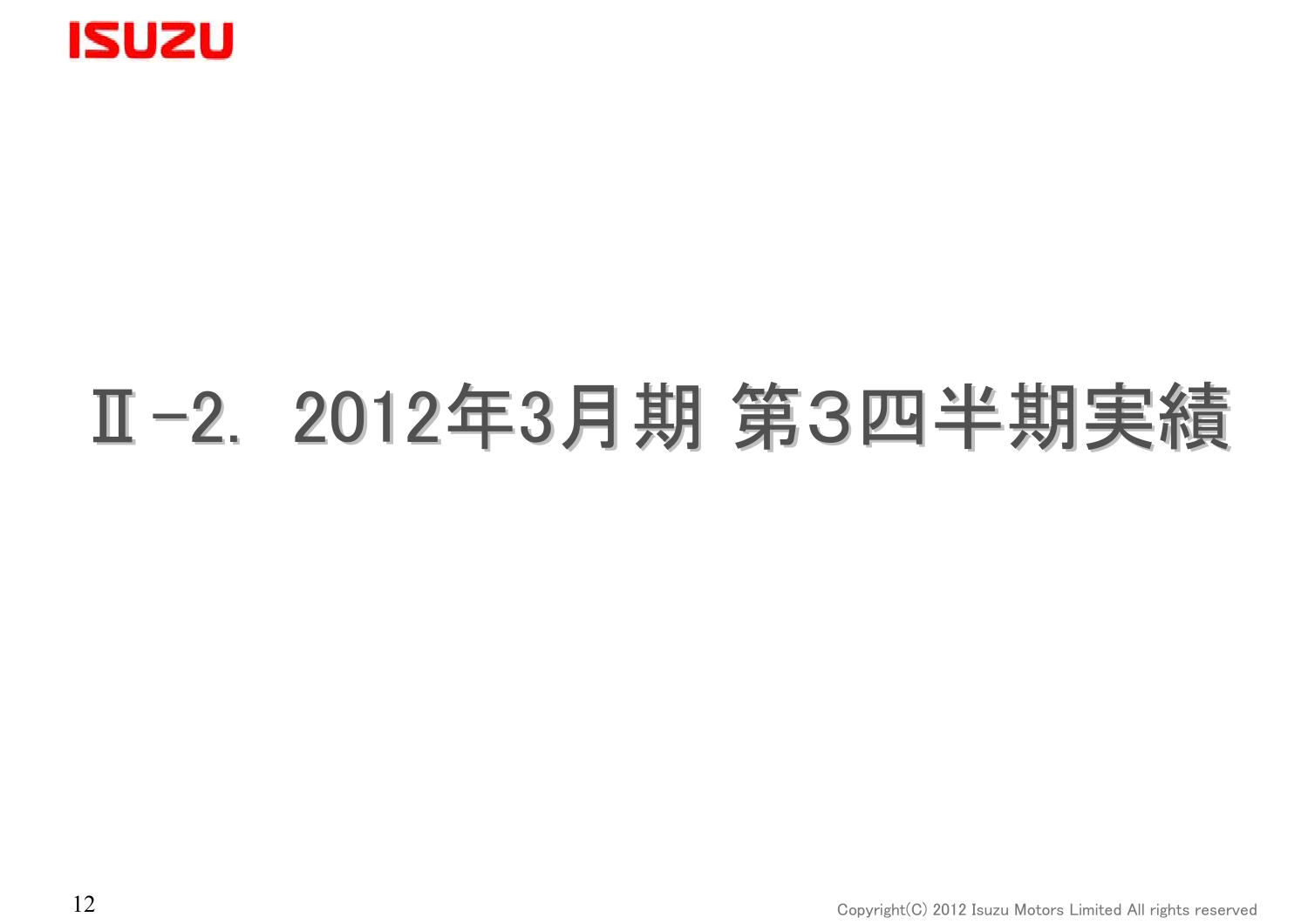# Ⅱ-2. 2012年3月期 第3四半期実績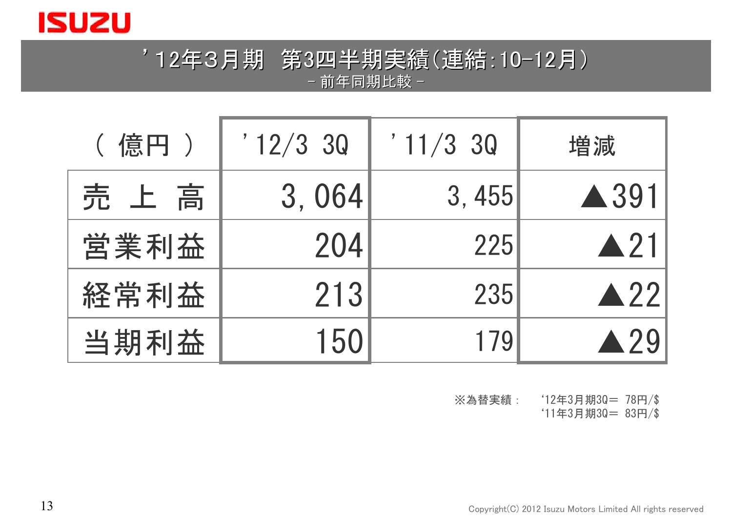# ’12年3月期　第3四半期実績(連結:10-12月)

－ 前年同期比較 －

| （ 億円 ） | ’12/3 3Q | ’11/3 3Q | 増減 |
|---|---|---|---|
| 売　上　高 | 3,064 | 3,455 | ▲391 |
| 営業利益 | 204 | 225 | ▲21 |
| 経常利益 | 213 | 235 | ▲22 |
| 当期利益 | 150 | 179 | ▲29 |

※為替実績：　‘12年3月期3Q＝ 78円/$
‘11年3月期3Q＝ 83円/$

Copyright(C) 2012 Isuzu Motors Limited All rights reserved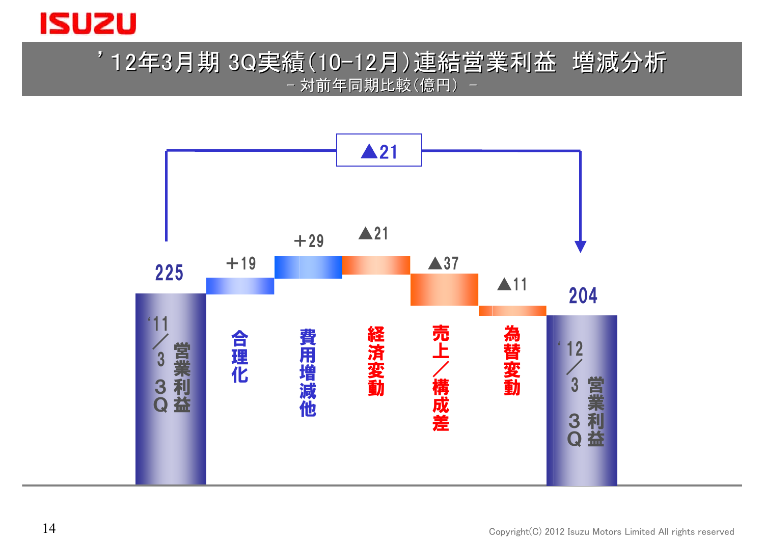# ’12年3月期 3Q実績(10-12月)連結営業利益 増減分析

－ 対前年同期比較(億円) －

| 項目 | 金額 |
| --- | --- |
| ‘11／3 3Q 営業利益 | 225 |
| 合理化 | +19 |
| 費用増減他 | +29 |
| 経済変動 | ▲21 |
| 売上／構成差 | ▲37 |
| 為替変動 | ▲11 |
| ‘12／3 3Q 営業利益 | 204 |
| 増減 | ▲21 |

Copyright(C) 2012 Isuzu Motors Limited All rights reserved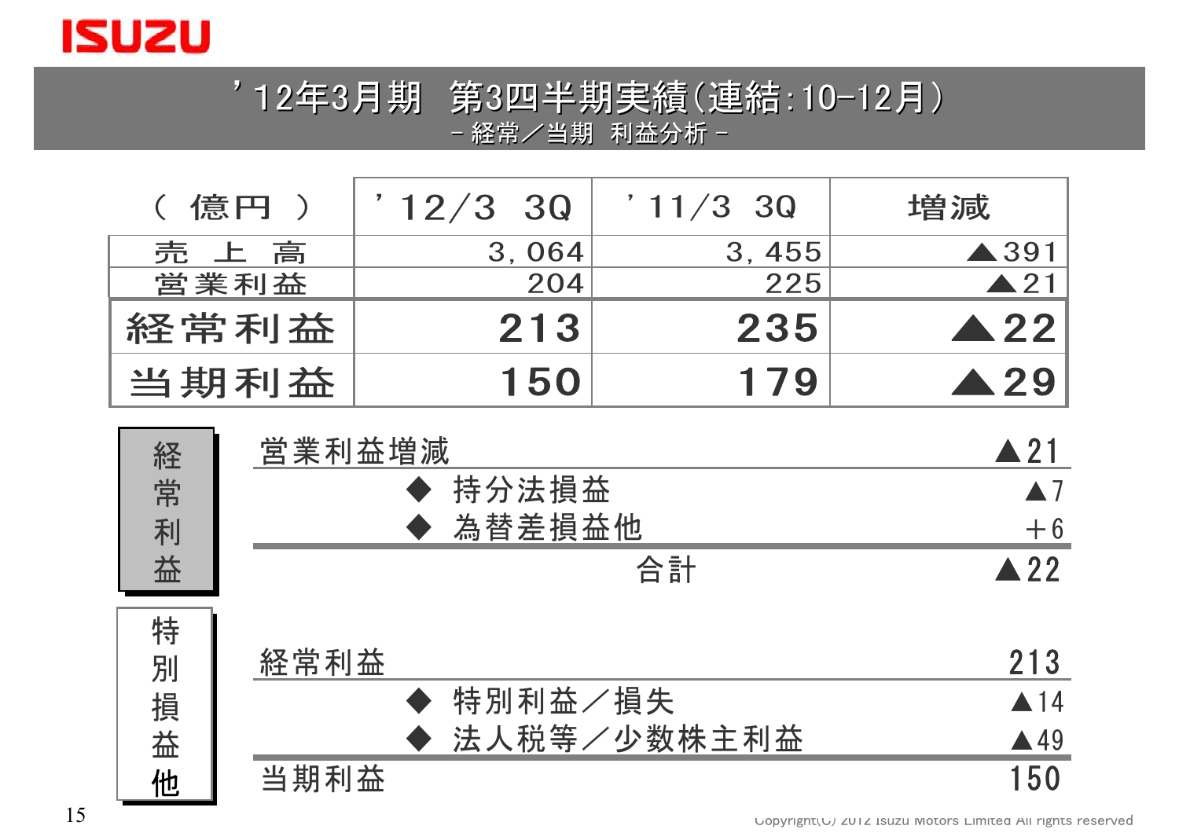# ’12年3月期　第3四半期実績(連結:10-12月)

－経常／当期　利益分析－

| (億円) | ’12/3　3Q | ’11/3　3Q | 増減 |
|---|---|---|---|
| 売　上　高 | 3,064 | 3,455 | ▲391 |
| 営業利益 | 204 | 225 | ▲21 |
| **経常利益** | **213** | **235** | **▲22** |
| **当期利益** | **150** | **179** | **▲29** |

**経常利益**

| 項目 | 金額 |
|---|---|
| 営業利益増減 | ▲21 |
| ◆ 持分法損益 | ▲7 |
| ◆ 為替差損益他 | ＋6 |
| 合計 | ▲22 |

**特別損益他**

| 項目 | 金額 |
|---|---|
| 経常利益 | 213 |
| ◆ 特別利益／損失 | ▲14 |
| ◆ 法人税等／少数株主利益 | ▲49 |
| 当期利益 | 150 |

Copyright(C) 2012 Isuzu Motors Limited All rights reserved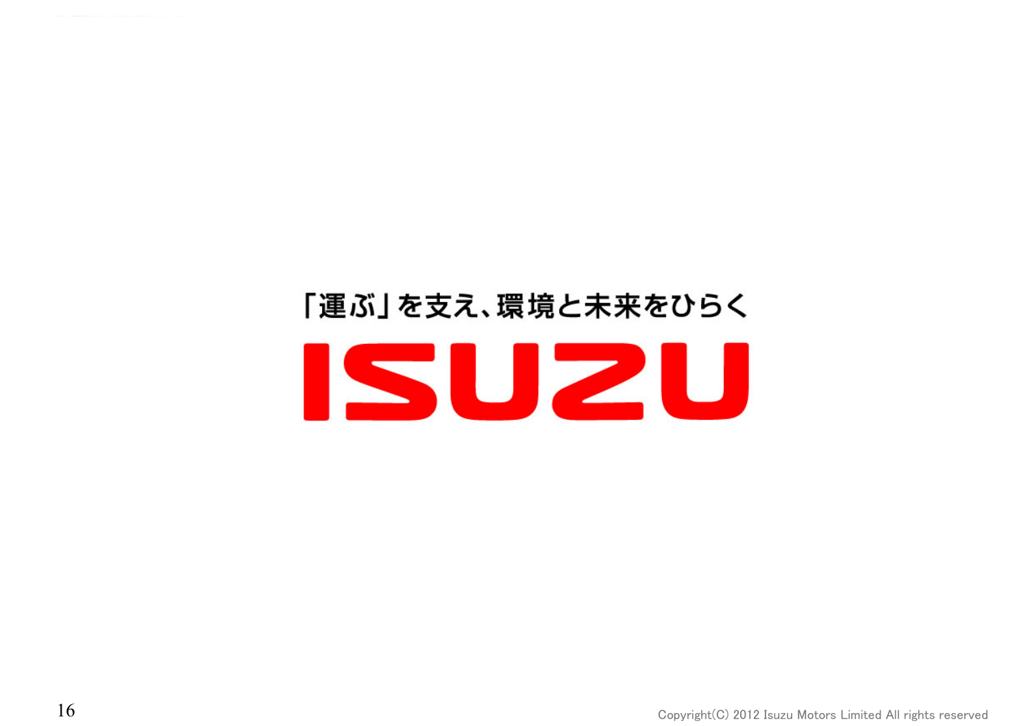「運ぶ」を支え、環境と未来をひらく

ISUZU